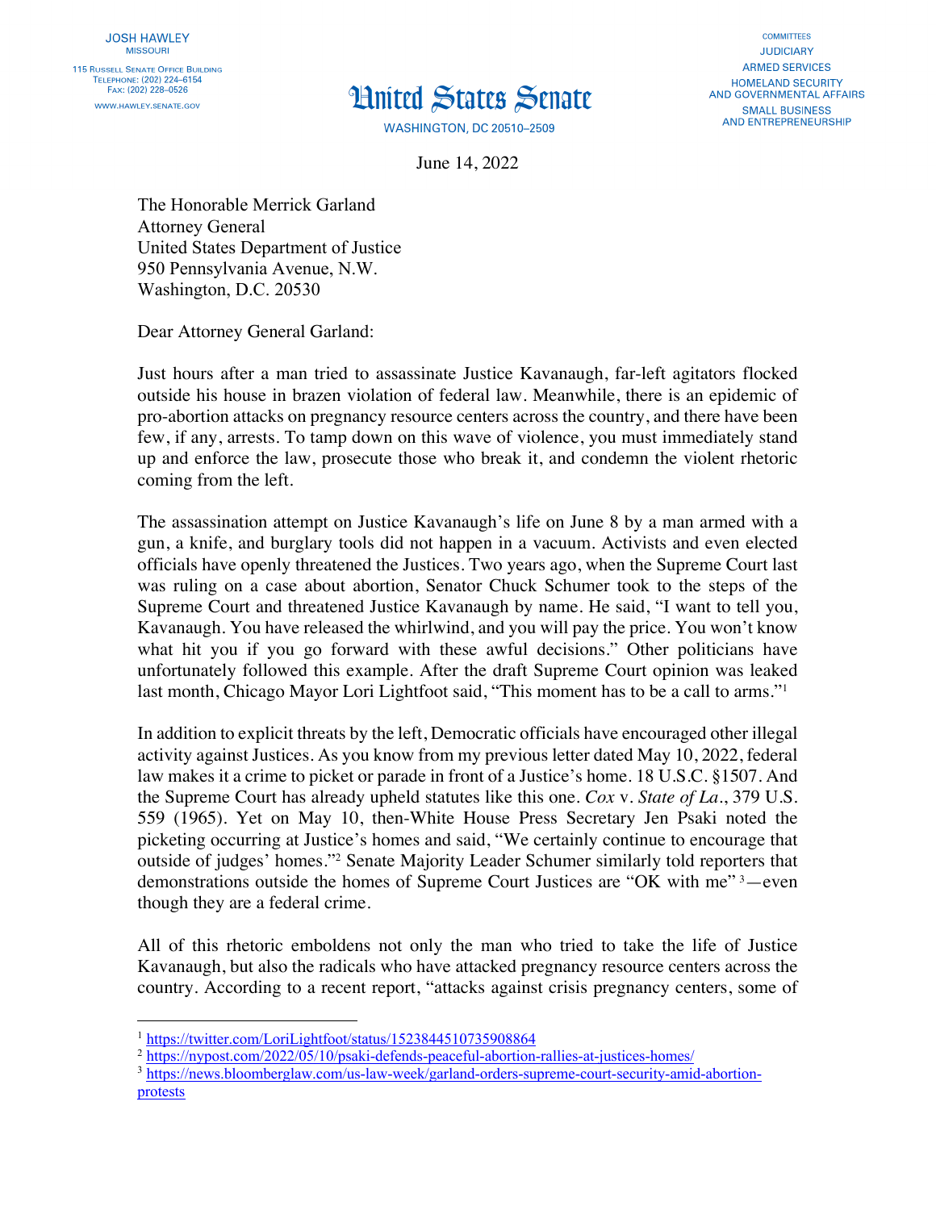JOSH HAWLEY
MISSOURI

115 Russell Senate Office Building
Telephone: (202) 224–6154
Fax: (202) 228–0526

WWW.HAWLEY.SENATE.GOV

# United States Senate

WASHINGTON, DC 20510–2509

COMMITTEES
JUDICIARY
ARMED SERVICES
HOMELAND SECURITY AND GOVERNMENTAL AFFAIRS
SMALL BUSINESS AND ENTREPRENEURSHIP

June 14, 2022

The Honorable Merrick Garland
Attorney General
United States Department of Justice
950 Pennsylvania Avenue, N.W.
Washington, D.C. 20530

Dear Attorney General Garland:

Just hours after a man tried to assassinate Justice Kavanaugh, far-left agitators flocked outside his house in brazen violation of federal law. Meanwhile, there is an epidemic of pro-abortion attacks on pregnancy resource centers across the country, and there have been few, if any, arrests. To tamp down on this wave of violence, you must immediately stand up and enforce the law, prosecute those who break it, and condemn the violent rhetoric coming from the left.

The assassination attempt on Justice Kavanaugh's life on June 8 by a man armed with a gun, a knife, and burglary tools did not happen in a vacuum. Activists and even elected officials have openly threatened the Justices. Two years ago, when the Supreme Court last was ruling on a case about abortion, Senator Chuck Schumer took to the steps of the Supreme Court and threatened Justice Kavanaugh by name. He said, "I want to tell you, Kavanaugh. You have released the whirlwind, and you will pay the price. You won't know what hit you if you go forward with these awful decisions." Other politicians have unfortunately followed this example. After the draft Supreme Court opinion was leaked last month, Chicago Mayor Lori Lightfoot said, "This moment has to be a call to arms."[1]

In addition to explicit threats by the left, Democratic officials have encouraged other illegal activity against Justices. As you know from my previous letter dated May 10, 2022, federal law makes it a crime to picket or parade in front of a Justice's home. 18 U.S.C. §1507. And the Supreme Court has already upheld statutes like this one. *Cox* v. *State of La*., 379 U.S. 559 (1965). Yet on May 10, then-White House Press Secretary Jen Psaki noted the picketing occurring at Justice's homes and said, "We certainly continue to encourage that outside of judges' homes."[2] Senate Majority Leader Schumer similarly told reporters that demonstrations outside the homes of Supreme Court Justices are "OK with me"[3]—even though they are a federal crime.

All of this rhetoric emboldens not only the man who tried to take the life of Justice Kavanaugh, but also the radicals who have attacked pregnancy resource centers across the country. According to a recent report, "attacks against crisis pregnancy centers, some of

---

[1] https://twitter.com/LoriLightfoot/status/1523844510735908864
[2] https://nypost.com/2022/05/10/psaki-defends-peaceful-abortion-rallies-at-justices-homes/
[3] https://news.bloomberglaw.com/us-law-week/garland-orders-supreme-court-security-amid-abortion-protests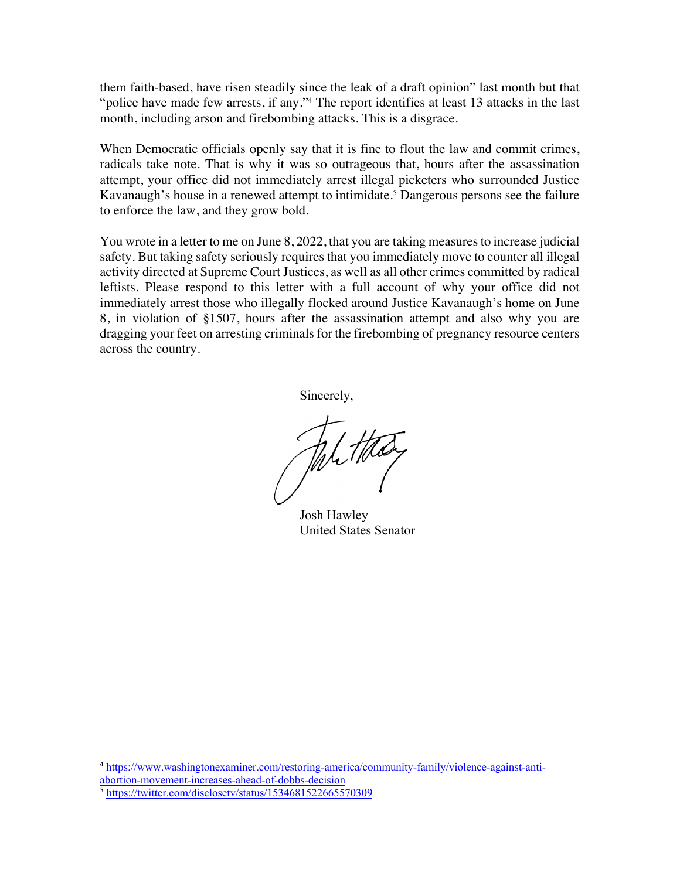them faith-based, have risen steadily since the leak of a draft opinion" last month but that "police have made few arrests, if any."[4] The report identifies at least 13 attacks in the last month, including arson and firebombing attacks. This is a disgrace.

When Democratic officials openly say that it is fine to flout the law and commit crimes, radicals take note. That is why it was so outrageous that, hours after the assassination attempt, your office did not immediately arrest illegal picketers who surrounded Justice Kavanaugh's house in a renewed attempt to intimidate.[5] Dangerous persons see the failure to enforce the law, and they grow bold.

You wrote in a letter to me on June 8, 2022, that you are taking measures to increase judicial safety. But taking safety seriously requires that you immediately move to counter all illegal activity directed at Supreme Court Justices, as well as all other crimes committed by radical leftists. Please respond to this letter with a full account of why your office did not immediately arrest those who illegally flocked around Justice Kavanaugh's home on June 8, in violation of §1507, hours after the assassination attempt and also why you are dragging your feet on arresting criminals for the firebombing of pregnancy resource centers across the country.

Sincerely,

Josh Hawley
United States Senator

---

[4] https://www.washingtonexaminer.com/restoring-america/community-family/violence-against-anti-abortion-movement-increases-ahead-of-dobbs-decision

[5] https://twitter.com/disclosetv/status/1534681522665570309